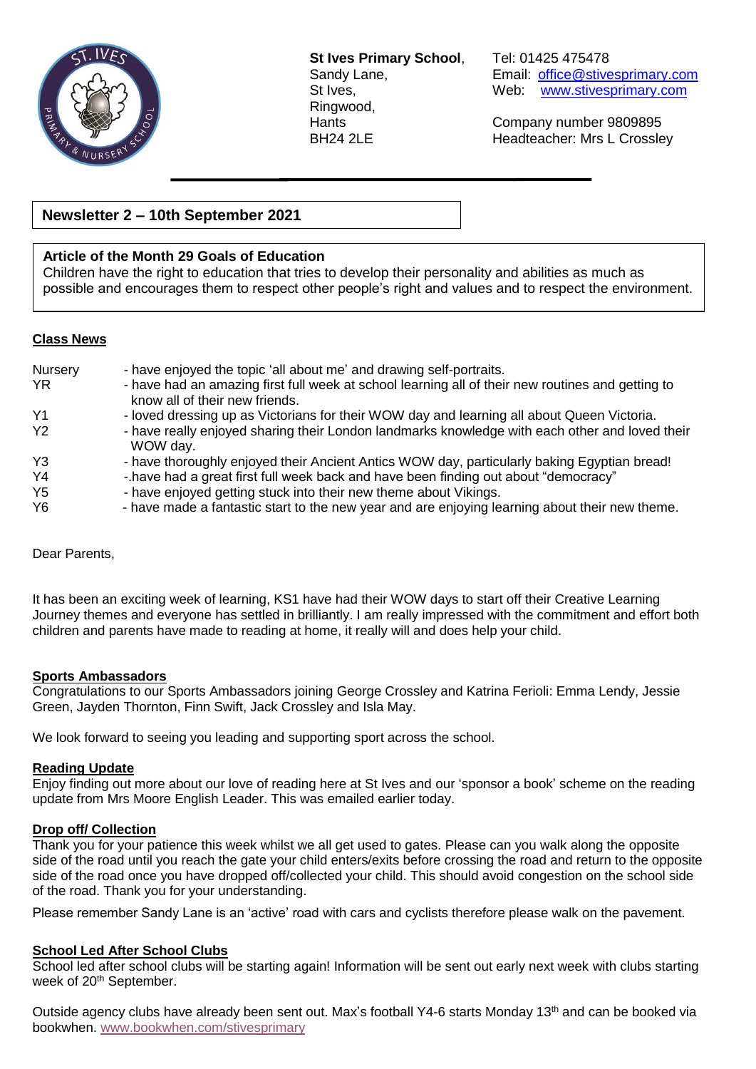**St Ives Primary School**,
Sandy Lane,
St Ives,
Ringwood,
Hants
BH24 2LE

Tel: 01425 475478
Email: office@stivesprimary.com
Web: www.stivesprimary.com

Company number 9809895
Headteacher: Mrs L Crossley

## Newsletter 2 – 10th September 2021

**Article of the Month 29 Goals of Education**
Children have the right to education that tries to develop their personality and abilities as much as possible and encourages them to respect other people's right and values and to respect the environment.

### Class News

| | |
|---|---|
| Nursery | - have enjoyed the topic 'all about me' and drawing self-portraits. |
| YR | - have had an amazing first full week at school learning all of their new routines and getting to know all of their new friends. |
| Y1 | - loved dressing up as Victorians for their WOW day and learning all about Queen Victoria. |
| Y2 | - have really enjoyed sharing their London landmarks knowledge with each other and loved their WOW day. |
| Y3 | - have thoroughly enjoyed their Ancient Antics WOW day, particularly baking Egyptian bread! |
| Y4 | -.have had a great first full week back and have been finding out about "democracy" |
| Y5 | - have enjoyed getting stuck into their new theme about Vikings. |
| Y6 | - have made a fantastic start to the new year and are enjoying learning about their new theme. |

Dear Parents,

It has been an exciting week of learning, KS1 have had their WOW days to start off their Creative Learning Journey themes and everyone has settled in brilliantly. I am really impressed with the commitment and effort both children and parents have made to reading at home, it really will and does help your child.

### Sports Ambassadors

Congratulations to our Sports Ambassadors joining George Crossley and Katrina Ferioli: Emma Lendy, Jessie Green, Jayden Thornton, Finn Swift, Jack Crossley and Isla May.

We look forward to seeing you leading and supporting sport across the school.

### Reading Update

Enjoy finding out more about our love of reading here at St Ives and our 'sponsor a book' scheme on the reading update from Mrs Moore English Leader. This was emailed earlier today.

### Drop off/ Collection

Thank you for your patience this week whilst we all get used to gates. Please can you walk along the opposite side of the road until you reach the gate your child enters/exits before crossing the road and return to the opposite side of the road once you have dropped off/collected your child. This should avoid congestion on the school side of the road. Thank you for your understanding.

Please remember Sandy Lane is an 'active' road with cars and cyclists therefore please walk on the pavement.

### School Led After School Clubs

School led after school clubs will be starting again! Information will be sent out early next week with clubs starting week of 20th September.

Outside agency clubs have already been sent out. Max's football Y4-6 starts Monday 13th and can be booked via bookwhen. www.bookwhen.com/stivesprimary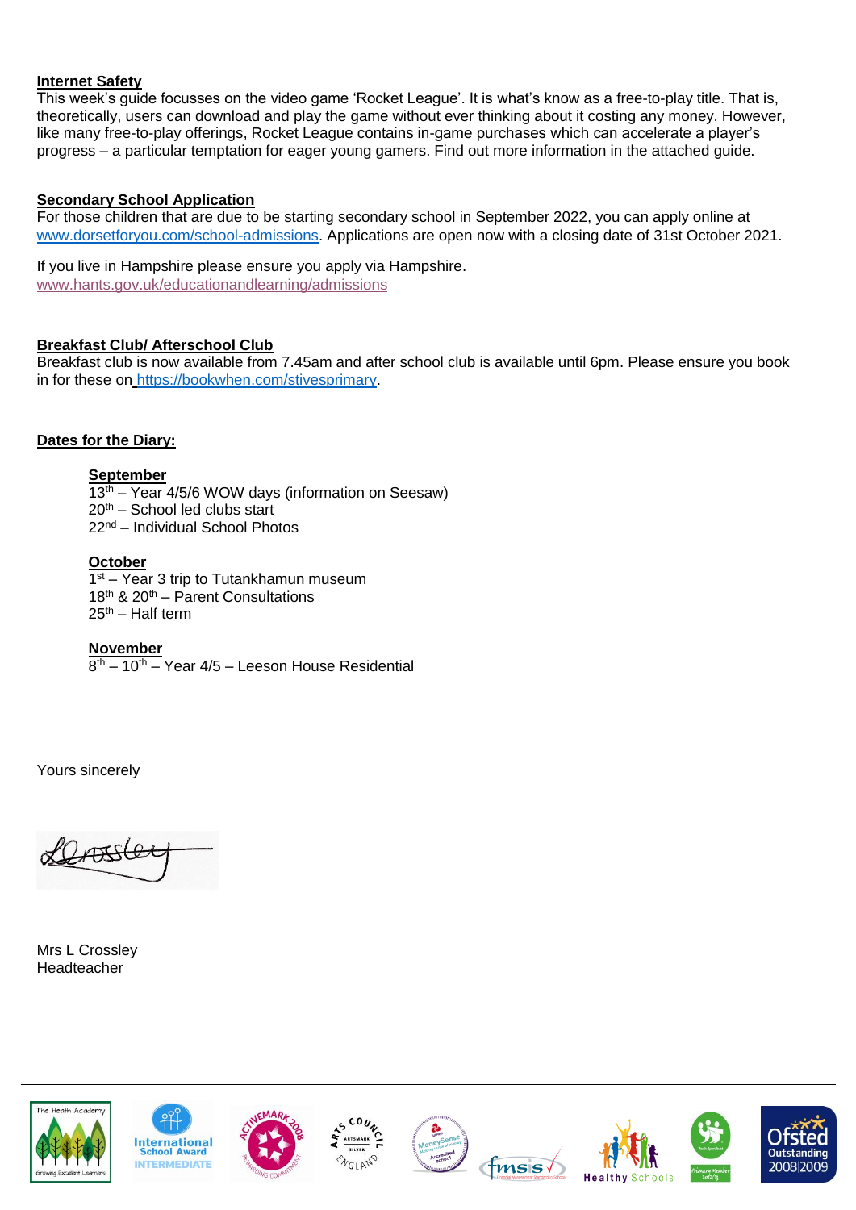**Internet Safety**

This week's guide focusses on the video game 'Rocket League'. It is what's know as a free-to-play title. That is, theoretically, users can download and play the game without ever thinking about it costing any money. However, like many free-to-play offerings, Rocket League contains in-game purchases which can accelerate a player's progress – a particular temptation for eager young gamers. Find out more information in the attached guide.

**Secondary School Application**

For those children that are due to be starting secondary school in September 2022, you can apply online at www.dorsetforyou.com/school-admissions. Applications are open now with a closing date of 31st October 2021.

If you live in Hampshire please ensure you apply via Hampshire. www.hants.gov.uk/educationandlearning/admissions

**Breakfast Club/ Afterschool Club**

Breakfast club is now available from 7.45am and after school club is available until 6pm. Please ensure you book in for these on https://bookwhen.com/stivesprimary.

**Dates for the Diary:**

**September**
13th – Year 4/5/6 WOW days (information on Seesaw)
20th – School led clubs start
22nd – Individual School Photos

**October**
1st – Year 3 trip to Tutankhamun museum
18th & 20th – Parent Consultations
25th – Half term

**November**
8th – 10th – Year 4/5 – Leeson House Residential

Yours sincerely

Mrs L Crossley
Headteacher